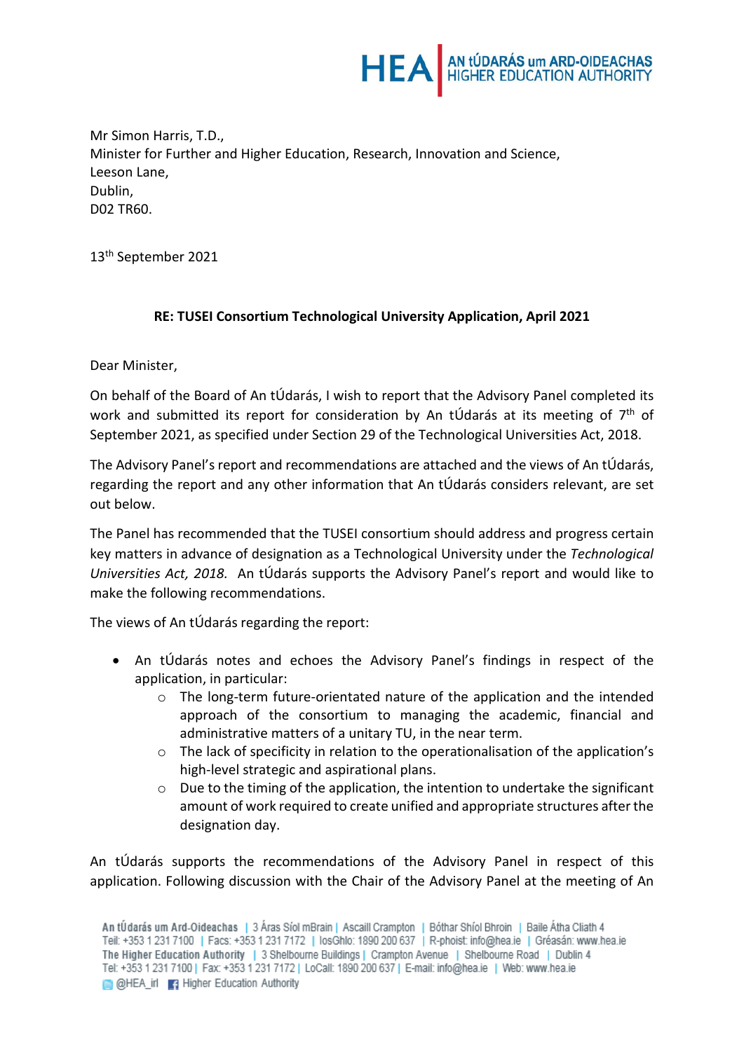Mr Simon Harris, T.D.,
Minister for Further and Higher Education, Research, Innovation and Science,
Leeson Lane,
Dublin,
D02 TR60.

13th September 2021

**RE: TUSEI Consortium Technological University Application, April 2021**

Dear Minister,

On behalf of the Board of An tÚdarás, I wish to report that the Advisory Panel completed its work and submitted its report for consideration by An tÚdarás at its meeting of 7th of September 2021, as specified under Section 29 of the Technological Universities Act, 2018.

The Advisory Panel's report and recommendations are attached and the views of An tÚdarás, regarding the report and any other information that An tÚdarás considers relevant, are set out below.

The Panel has recommended that the TUSEI consortium should address and progress certain key matters in advance of designation as a Technological University under the *Technological Universities Act, 2018.* An tÚdarás supports the Advisory Panel's report and would like to make the following recommendations.

The views of An tÚdarás regarding the report:

- An tÚdarás notes and echoes the Advisory Panel's findings in respect of the application, in particular:
    - The long-term future-orientated nature of the application and the intended approach of the consortium to managing the academic, financial and administrative matters of a unitary TU, in the near term.
    - The lack of specificity in relation to the operationalisation of the application's high-level strategic and aspirational plans.
    - Due to the timing of the application, the intention to undertake the significant amount of work required to create unified and appropriate structures after the designation day.

An tÚdarás supports the recommendations of the Advisory Panel in respect of this application. Following discussion with the Chair of the Advisory Panel at the meeting of An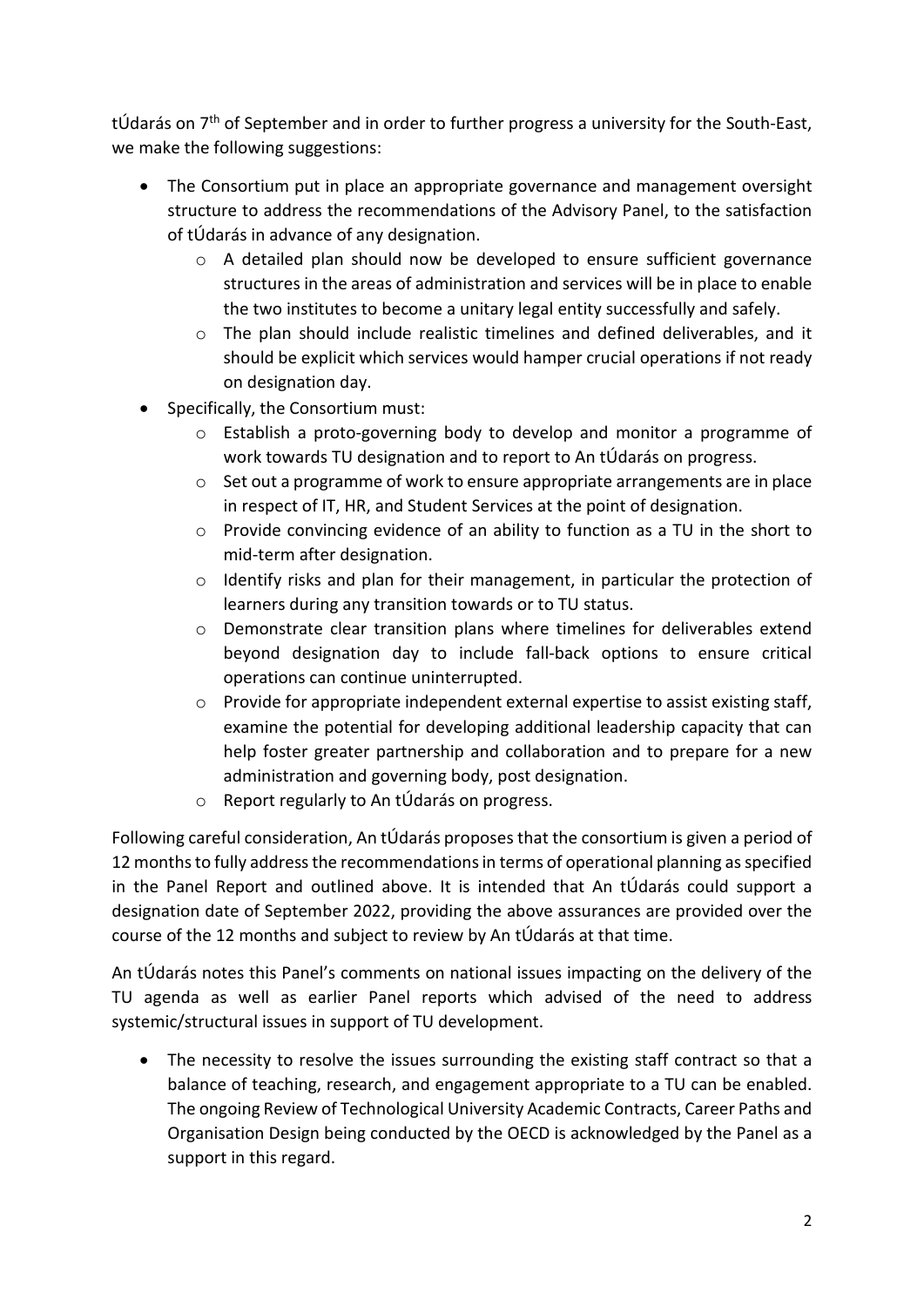tÚdarás on 7th of September and in order to further progress a university for the South-East, we make the following suggestions:

- The Consortium put in place an appropriate governance and management oversight structure to address the recommendations of the Advisory Panel, to the satisfaction of tÚdarás in advance of any designation.
    - A detailed plan should now be developed to ensure sufficient governance structures in the areas of administration and services will be in place to enable the two institutes to become a unitary legal entity successfully and safely.
    - The plan should include realistic timelines and defined deliverables, and it should be explicit which services would hamper crucial operations if not ready on designation day.
- Specifically, the Consortium must:
    - Establish a proto-governing body to develop and monitor a programme of work towards TU designation and to report to An tÚdarás on progress.
    - Set out a programme of work to ensure appropriate arrangements are in place in respect of IT, HR, and Student Services at the point of designation.
    - Provide convincing evidence of an ability to function as a TU in the short to mid-term after designation.
    - Identify risks and plan for their management, in particular the protection of learners during any transition towards or to TU status.
    - Demonstrate clear transition plans where timelines for deliverables extend beyond designation day to include fall-back options to ensure critical operations can continue uninterrupted.
    - Provide for appropriate independent external expertise to assist existing staff, examine the potential for developing additional leadership capacity that can help foster greater partnership and collaboration and to prepare for a new administration and governing body, post designation.
    - Report regularly to An tÚdarás on progress.

Following careful consideration, An tÚdarás proposes that the consortium is given a period of 12 months to fully address the recommendations in terms of operational planning as specified in the Panel Report and outlined above. It is intended that An tÚdarás could support a designation date of September 2022, providing the above assurances are provided over the course of the 12 months and subject to review by An tÚdarás at that time.

An tÚdarás notes this Panel's comments on national issues impacting on the delivery of the TU agenda as well as earlier Panel reports which advised of the need to address systemic/structural issues in support of TU development.

- The necessity to resolve the issues surrounding the existing staff contract so that a balance of teaching, research, and engagement appropriate to a TU can be enabled. The ongoing Review of Technological University Academic Contracts, Career Paths and Organisation Design being conducted by the OECD is acknowledged by the Panel as a support in this regard.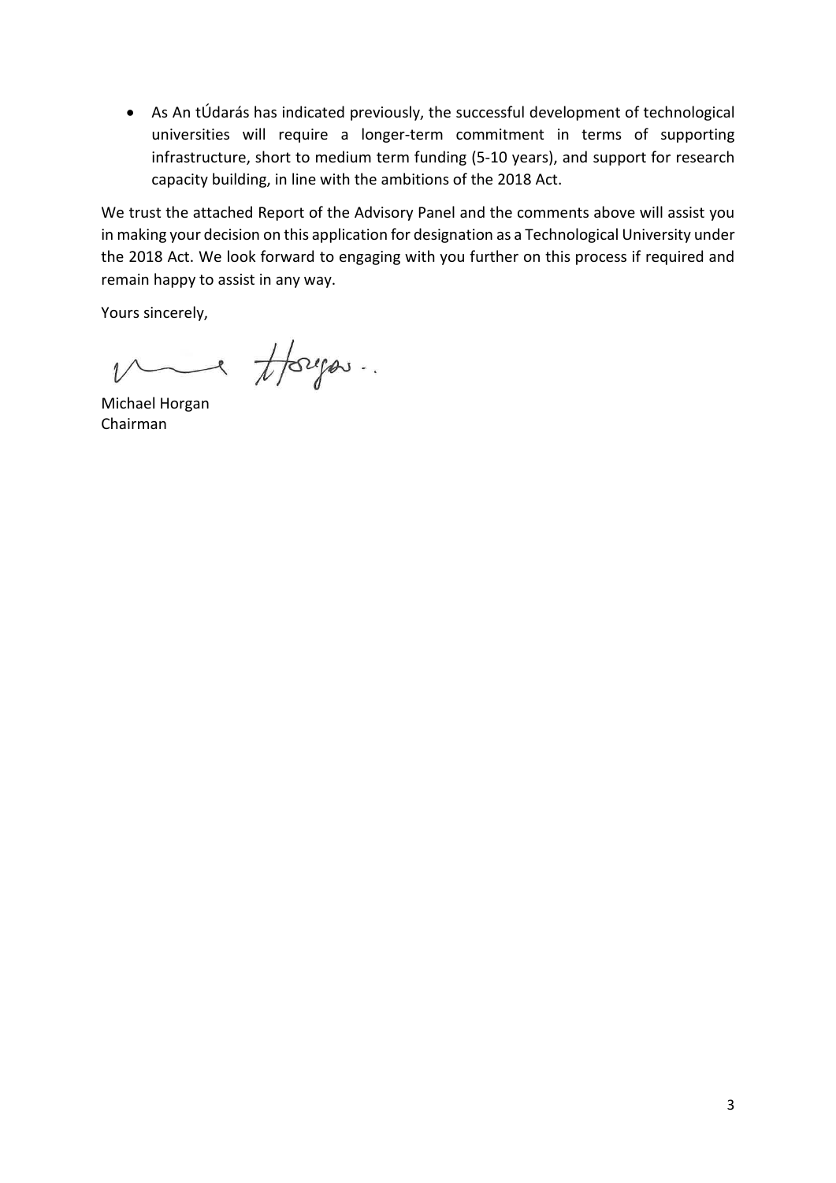- As An tÚdarás has indicated previously, the successful development of technological universities will require a longer-term commitment in terms of supporting infrastructure, short to medium term funding (5-10 years), and support for research capacity building, in line with the ambitions of the 2018 Act.

We trust the attached Report of the Advisory Panel and the comments above will assist you in making your decision on this application for designation as a Technological University under the 2018 Act. We look forward to engaging with you further on this process if required and remain happy to assist in any way.

Yours sincerely,

Michael Horgan
Chairman